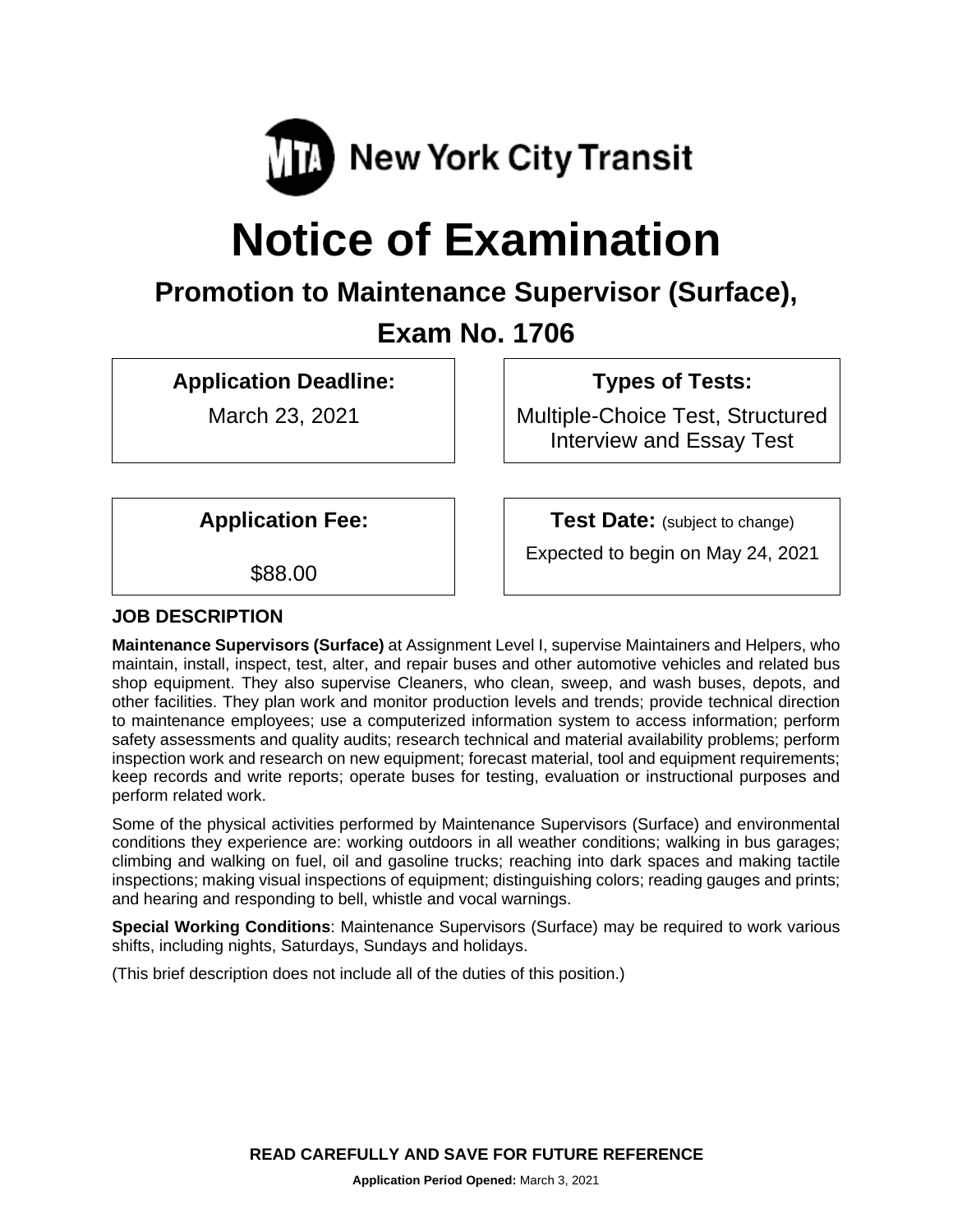MTA New York City Transit

# Notice of Examination

## Promotion to Maintenance Supervisor (Surface), Exam No. 1706

**Application Deadline:**

March 23, 2021

**Types of Tests:**

Multiple-Choice Test, Structured Interview and Essay Test

**Application Fee:**

$88.00

**Test Date:** (subject to change)

Expected to begin on May 24, 2021

### JOB DESCRIPTION

**Maintenance Supervisors (Surface)** at Assignment Level I, supervise Maintainers and Helpers, who maintain, install, inspect, test, alter, and repair buses and other automotive vehicles and related bus shop equipment. They also supervise Cleaners, who clean, sweep, and wash buses, depots, and other facilities. They plan work and monitor production levels and trends; provide technical direction to maintenance employees; use a computerized information system to access information; perform safety assessments and quality audits; research technical and material availability problems; perform inspection work and research on new equipment; forecast material, tool and equipment requirements; keep records and write reports; operate buses for testing, evaluation or instructional purposes and perform related work.

Some of the physical activities performed by Maintenance Supervisors (Surface) and environmental conditions they experience are: working outdoors in all weather conditions; walking in bus garages; climbing and walking on fuel, oil and gasoline trucks; reaching into dark spaces and making tactile inspections; making visual inspections of equipment; distinguishing colors; reading gauges and prints; and hearing and responding to bell, whistle and vocal warnings.

**Special Working Conditions**: Maintenance Supervisors (Surface) may be required to work various shifts, including nights, Saturdays, Sundays and holidays.

(This brief description does not include all of the duties of this position.)

**READ CAREFULLY AND SAVE FOR FUTURE REFERENCE**

**Application Period Opened:** March 3, 2021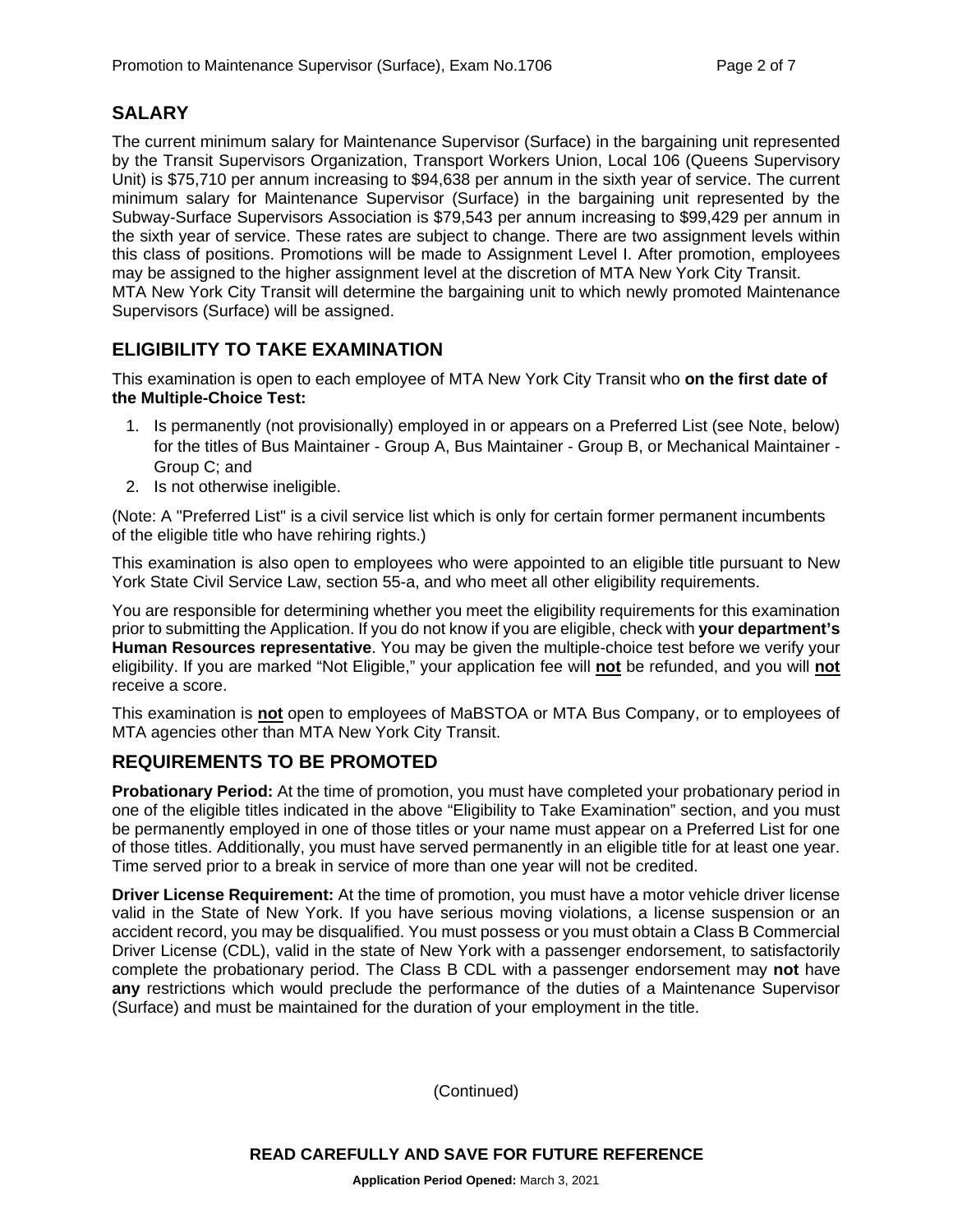## SALARY

The current minimum salary for Maintenance Supervisor (Surface) in the bargaining unit represented by the Transit Supervisors Organization, Transport Workers Union, Local 106 (Queens Supervisory Unit) is $75,710 per annum increasing to $94,638 per annum in the sixth year of service. The current minimum salary for Maintenance Supervisor (Surface) in the bargaining unit represented by the Subway-Surface Supervisors Association is $79,543 per annum increasing to $99,429 per annum in the sixth year of service. These rates are subject to change. There are two assignment levels within this class of positions. Promotions will be made to Assignment Level I. After promotion, employees may be assigned to the higher assignment level at the discretion of MTA New York City Transit.
MTA New York City Transit will determine the bargaining unit to which newly promoted Maintenance Supervisors (Surface) will be assigned.

## ELIGIBILITY TO TAKE EXAMINATION

This examination is open to each employee of MTA New York City Transit who **on the first date of the Multiple-Choice Test:**

1. Is permanently (not provisionally) employed in or appears on a Preferred List (see Note, below) for the titles of Bus Maintainer - Group A, Bus Maintainer - Group B, or Mechanical Maintainer - Group C; and
2. Is not otherwise ineligible.

(Note: A "Preferred List" is a civil service list which is only for certain former permanent incumbents of the eligible title who have rehiring rights.)

This examination is also open to employees who were appointed to an eligible title pursuant to New York State Civil Service Law, section 55-a, and who meet all other eligibility requirements.

You are responsible for determining whether you meet the eligibility requirements for this examination prior to submitting the Application. If you do not know if you are eligible, check with **your department's Human Resources representative**. You may be given the multiple-choice test before we verify your eligibility. If you are marked "Not Eligible," your application fee will **not** be refunded, and you will **not** receive a score.

This examination is **not** open to employees of MaBSTOA or MTA Bus Company, or to employees of MTA agencies other than MTA New York City Transit.

## REQUIREMENTS TO BE PROMOTED

**Probationary Period:** At the time of promotion, you must have completed your probationary period in one of the eligible titles indicated in the above "Eligibility to Take Examination" section, and you must be permanently employed in one of those titles or your name must appear on a Preferred List for one of those titles. Additionally, you must have served permanently in an eligible title for at least one year. Time served prior to a break in service of more than one year will not be credited.

**Driver License Requirement:** At the time of promotion, you must have a motor vehicle driver license valid in the State of New York. If you have serious moving violations, a license suspension or an accident record, you may be disqualified. You must possess or you must obtain a Class B Commercial Driver License (CDL), valid in the state of New York with a passenger endorsement, to satisfactorily complete the probationary period. The Class B CDL with a passenger endorsement may **not** have **any** restrictions which would preclude the performance of the duties of a Maintenance Supervisor (Surface) and must be maintained for the duration of your employment in the title.

(Continued)

**READ CAREFULLY AND SAVE FOR FUTURE REFERENCE**

**Application Period Opened:** March 3, 2021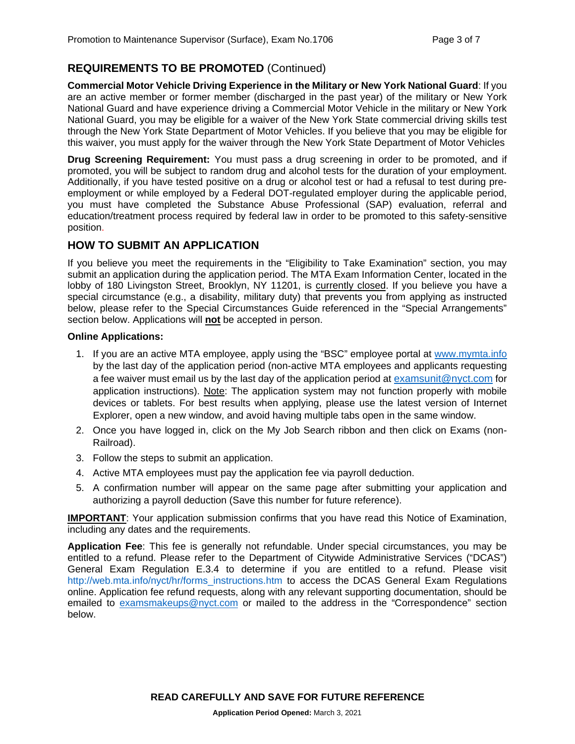## REQUIREMENTS TO BE PROMOTED (Continued)

**Commercial Motor Vehicle Driving Experience in the Military or New York National Guard**: If you are an active member or former member (discharged in the past year) of the military or New York National Guard and have experience driving a Commercial Motor Vehicle in the military or New York National Guard, you may be eligible for a waiver of the New York State commercial driving skills test through the New York State Department of Motor Vehicles. If you believe that you may be eligible for this waiver, you must apply for the waiver through the New York State Department of Motor Vehicles

**Drug Screening Requirement:** You must pass a drug screening in order to be promoted, and if promoted, you will be subject to random drug and alcohol tests for the duration of your employment. Additionally, if you have tested positive on a drug or alcohol test or had a refusal to test during pre-employment or while employed by a Federal DOT-regulated employer during the applicable period, you must have completed the Substance Abuse Professional (SAP) evaluation, referral and education/treatment process required by federal law in order to be promoted to this safety-sensitive position.

## HOW TO SUBMIT AN APPLICATION

If you believe you meet the requirements in the "Eligibility to Take Examination" section, you may submit an application during the application period. The MTA Exam Information Center, located in the lobby of 180 Livingston Street, Brooklyn, NY 11201, is currently closed. If you believe you have a special circumstance (e.g., a disability, military duty) that prevents you from applying as instructed below, please refer to the Special Circumstances Guide referenced in the "Special Arrangements" section below. Applications will **not** be accepted in person.

**Online Applications:**

1. If you are an active MTA employee, apply using the "BSC" employee portal at www.mymta.info by the last day of the application period (non-active MTA employees and applicants requesting a fee waiver must email us by the last day of the application period at examsunit@nyct.com for application instructions). Note: The application system may not function properly with mobile devices or tablets. For best results when applying, please use the latest version of Internet Explorer, open a new window, and avoid having multiple tabs open in the same window.
2. Once you have logged in, click on the My Job Search ribbon and then click on Exams (non-Railroad).
3. Follow the steps to submit an application.
4. Active MTA employees must pay the application fee via payroll deduction.
5. A confirmation number will appear on the same page after submitting your application and authorizing a payroll deduction (Save this number for future reference).

**IMPORTANT**: Your application submission confirms that you have read this Notice of Examination, including any dates and the requirements.

**Application Fee**: This fee is generally not refundable. Under special circumstances, you may be entitled to a refund. Please refer to the Department of Citywide Administrative Services ("DCAS") General Exam Regulation E.3.4 to determine if you are entitled to a refund. Please visit http://web.mta.info/nyct/hr/forms_instructions.htm to access the DCAS General Exam Regulations online. Application fee refund requests, along with any relevant supporting documentation, should be emailed to examsmakeups@nyct.com or mailed to the address in the "Correspondence" section below.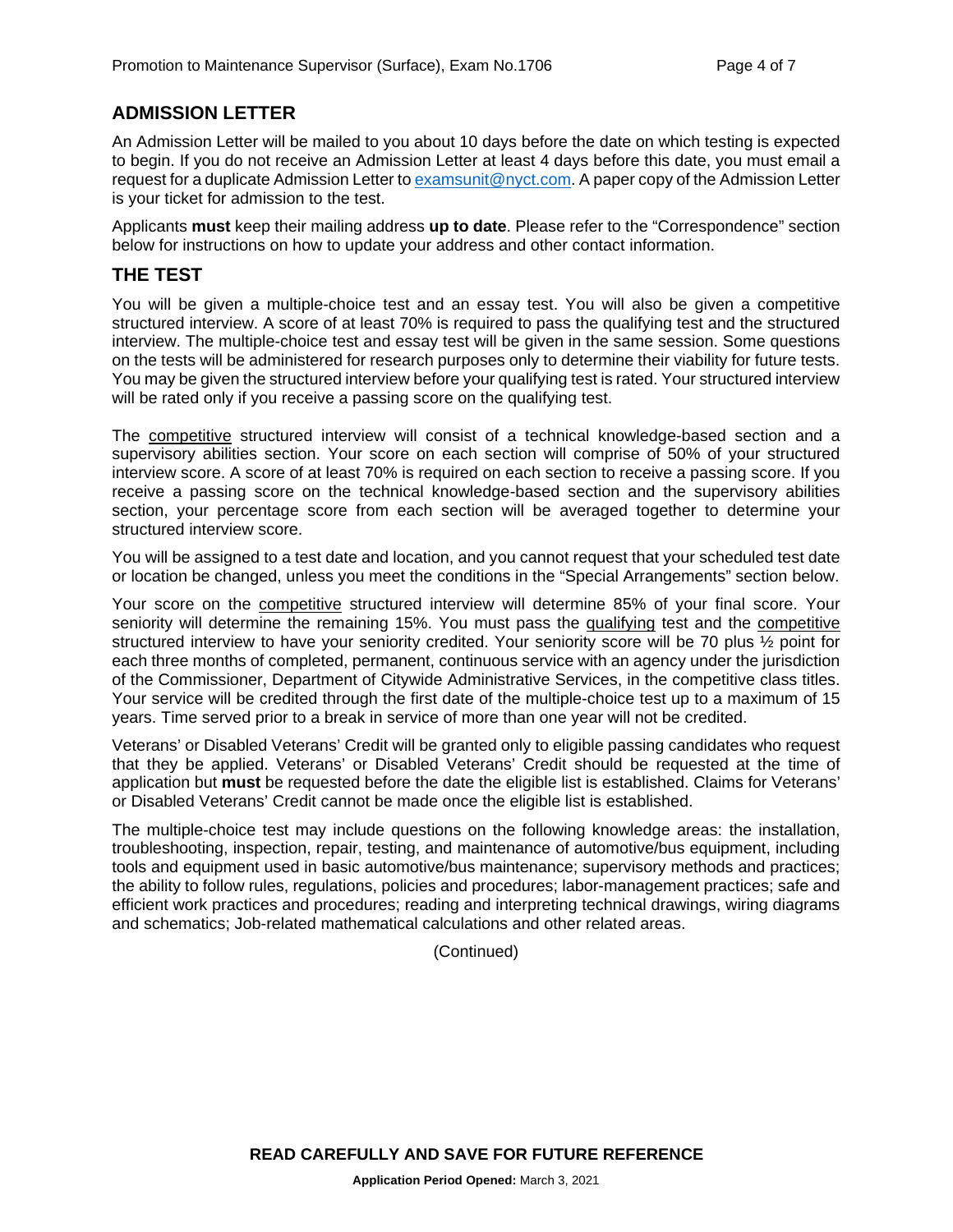## ADMISSION LETTER

An Admission Letter will be mailed to you about 10 days before the date on which testing is expected to begin. If you do not receive an Admission Letter at least 4 days before this date, you must email a request for a duplicate Admission Letter to examsunit@nyct.com. A paper copy of the Admission Letter is your ticket for admission to the test.

Applicants **must** keep their mailing address **up to date**. Please refer to the "Correspondence" section below for instructions on how to update your address and other contact information.

## THE TEST

You will be given a multiple-choice test and an essay test. You will also be given a competitive structured interview. A score of at least 70% is required to pass the qualifying test and the structured interview. The multiple-choice test and essay test will be given in the same session. Some questions on the tests will be administered for research purposes only to determine their viability for future tests. You may be given the structured interview before your qualifying test is rated. Your structured interview will be rated only if you receive a passing score on the qualifying test.

The competitive structured interview will consist of a technical knowledge-based section and a supervisory abilities section. Your score on each section will comprise of 50% of your structured interview score. A score of at least 70% is required on each section to receive a passing score. If you receive a passing score on the technical knowledge-based section and the supervisory abilities section, your percentage score from each section will be averaged together to determine your structured interview score.

You will be assigned to a test date and location, and you cannot request that your scheduled test date or location be changed, unless you meet the conditions in the "Special Arrangements" section below.

Your score on the competitive structured interview will determine 85% of your final score. Your seniority will determine the remaining 15%. You must pass the qualifying test and the competitive structured interview to have your seniority credited. Your seniority score will be 70 plus ½ point for each three months of completed, permanent, continuous service with an agency under the jurisdiction of the Commissioner, Department of Citywide Administrative Services, in the competitive class titles. Your service will be credited through the first date of the multiple-choice test up to a maximum of 15 years. Time served prior to a break in service of more than one year will not be credited.

Veterans' or Disabled Veterans' Credit will be granted only to eligible passing candidates who request that they be applied. Veterans' or Disabled Veterans' Credit should be requested at the time of application but **must** be requested before the date the eligible list is established. Claims for Veterans' or Disabled Veterans' Credit cannot be made once the eligible list is established.

The multiple-choice test may include questions on the following knowledge areas: the installation, troubleshooting, inspection, repair, testing, and maintenance of automotive/bus equipment, including tools and equipment used in basic automotive/bus maintenance; supervisory methods and practices; the ability to follow rules, regulations, policies and procedures; labor-management practices; safe and efficient work practices and procedures; reading and interpreting technical drawings, wiring diagrams and schematics; Job-related mathematical calculations and other related areas.

(Continued)

**READ CAREFULLY AND SAVE FOR FUTURE REFERENCE**

**Application Period Opened:** March 3, 2021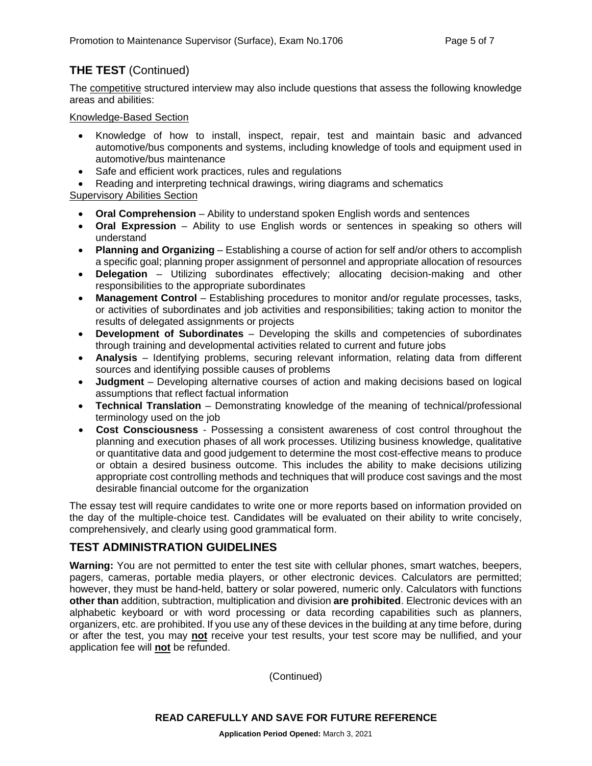## THE TEST (Continued)

The competitive structured interview may also include questions that assess the following knowledge areas and abilities:

Knowledge-Based Section

- Knowledge of how to install, inspect, repair, test and maintain basic and advanced automotive/bus components and systems, including knowledge of tools and equipment used in automotive/bus maintenance
- Safe and efficient work practices, rules and regulations
- Reading and interpreting technical drawings, wiring diagrams and schematics

Supervisory Abilities Section

- **Oral Comprehension** – Ability to understand spoken English words and sentences
- **Oral Expression** – Ability to use English words or sentences in speaking so others will understand
- **Planning and Organizing** – Establishing a course of action for self and/or others to accomplish a specific goal; planning proper assignment of personnel and appropriate allocation of resources
- **Delegation** – Utilizing subordinates effectively; allocating decision-making and other responsibilities to the appropriate subordinates
- **Management Control** – Establishing procedures to monitor and/or regulate processes, tasks, or activities of subordinates and job activities and responsibilities; taking action to monitor the results of delegated assignments or projects
- **Development of Subordinates** – Developing the skills and competencies of subordinates through training and developmental activities related to current and future jobs
- **Analysis** – Identifying problems, securing relevant information, relating data from different sources and identifying possible causes of problems
- **Judgment** – Developing alternative courses of action and making decisions based on logical assumptions that reflect factual information
- **Technical Translation** – Demonstrating knowledge of the meaning of technical/professional terminology used on the job
- **Cost Consciousness** - Possessing a consistent awareness of cost control throughout the planning and execution phases of all work processes. Utilizing business knowledge, qualitative or quantitative data and good judgement to determine the most cost-effective means to produce or obtain a desired business outcome. This includes the ability to make decisions utilizing appropriate cost controlling methods and techniques that will produce cost savings and the most desirable financial outcome for the organization

The essay test will require candidates to write one or more reports based on information provided on the day of the multiple-choice test. Candidates will be evaluated on their ability to write concisely, comprehensively, and clearly using good grammatical form.

## TEST ADMINISTRATION GUIDELINES

**Warning:** You are not permitted to enter the test site with cellular phones, smart watches, beepers, pagers, cameras, portable media players, or other electronic devices. Calculators are permitted; however, they must be hand-held, battery or solar powered, numeric only. Calculators with functions **other than** addition, subtraction, multiplication and division **are prohibited**. Electronic devices with an alphabetic keyboard or with word processing or data recording capabilities such as planners, organizers, etc. are prohibited. If you use any of these devices in the building at any time before, during or after the test, you may **not** receive your test results, your test score may be nullified, and your application fee will **not** be refunded.

(Continued)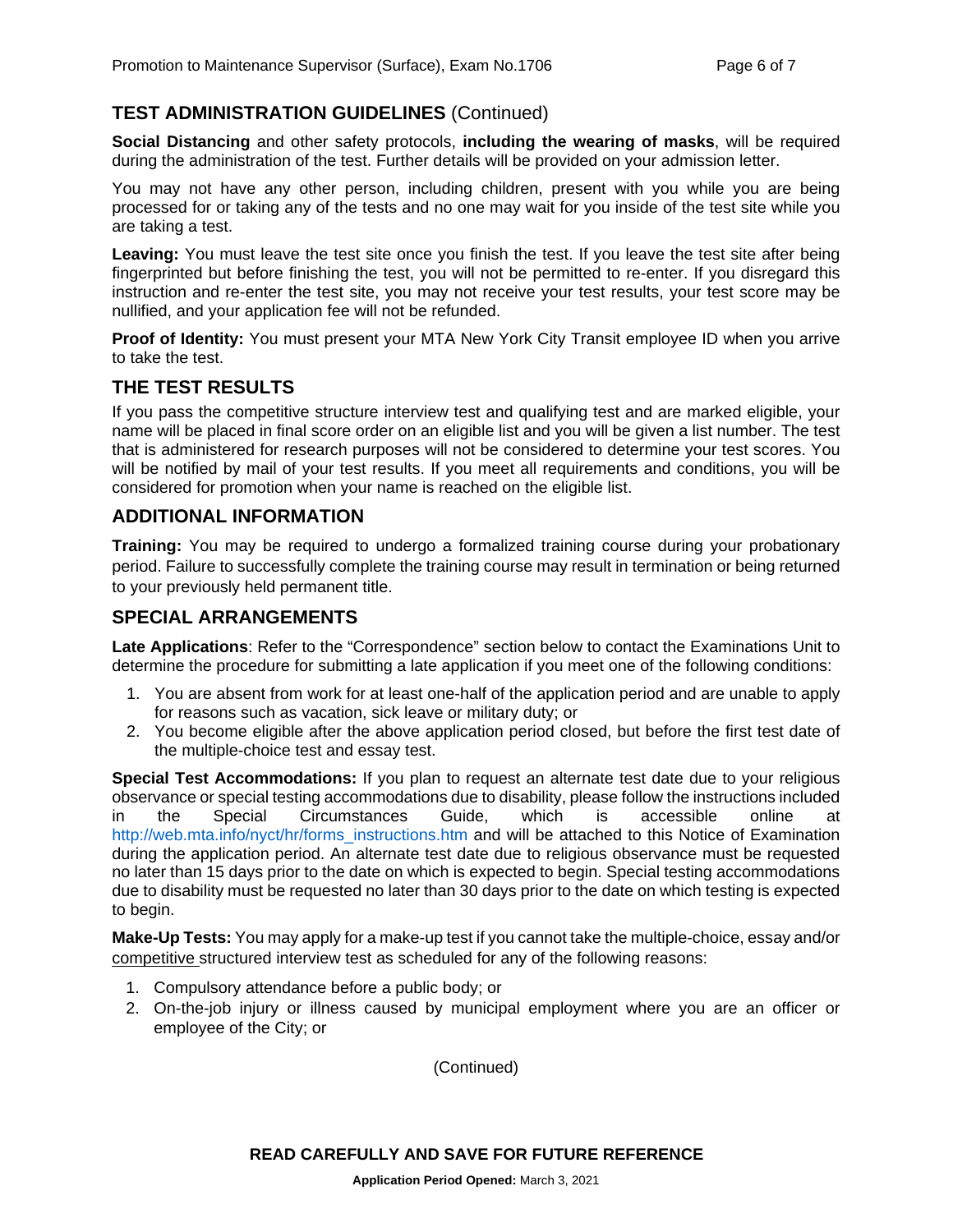## TEST ADMINISTRATION GUIDELINES (Continued)

**Social Distancing** and other safety protocols, **including the wearing of masks**, will be required during the administration of the test. Further details will be provided on your admission letter.

You may not have any other person, including children, present with you while you are being processed for or taking any of the tests and no one may wait for you inside of the test site while you are taking a test.

**Leaving:** You must leave the test site once you finish the test. If you leave the test site after being fingerprinted but before finishing the test, you will not be permitted to re-enter. If you disregard this instruction and re-enter the test site, you may not receive your test results, your test score may be nullified, and your application fee will not be refunded.

**Proof of Identity:** You must present your MTA New York City Transit employee ID when you arrive to take the test.

## THE TEST RESULTS

If you pass the competitive structure interview test and qualifying test and are marked eligible, your name will be placed in final score order on an eligible list and you will be given a list number. The test that is administered for research purposes will not be considered to determine your test scores. You will be notified by mail of your test results. If you meet all requirements and conditions, you will be considered for promotion when your name is reached on the eligible list.

## ADDITIONAL INFORMATION

**Training:** You may be required to undergo a formalized training course during your probationary period. Failure to successfully complete the training course may result in termination or being returned to your previously held permanent title.

## SPECIAL ARRANGEMENTS

**Late Applications**: Refer to the "Correspondence" section below to contact the Examinations Unit to determine the procedure for submitting a late application if you meet one of the following conditions:

1. You are absent from work for at least one-half of the application period and are unable to apply for reasons such as vacation, sick leave or military duty; or
2. You become eligible after the above application period closed, but before the first test date of the multiple-choice test and essay test.

**Special Test Accommodations:** If you plan to request an alternate test date due to your religious observance or special testing accommodations due to disability, please follow the instructions included in the Special Circumstances Guide, which is accessible online at http://web.mta.info/nyct/hr/forms_instructions.htm and will be attached to this Notice of Examination during the application period. An alternate test date due to religious observance must be requested no later than 15 days prior to the date on which is expected to begin. Special testing accommodations due to disability must be requested no later than 30 days prior to the date on which testing is expected to begin.

**Make-Up Tests:** You may apply for a make-up test if you cannot take the multiple-choice, essay and/or competitive structured interview test as scheduled for any of the following reasons:

1. Compulsory attendance before a public body; or
2. On-the-job injury or illness caused by municipal employment where you are an officer or employee of the City; or

(Continued)

**READ CAREFULLY AND SAVE FOR FUTURE REFERENCE**

**Application Period Opened:** March 3, 2021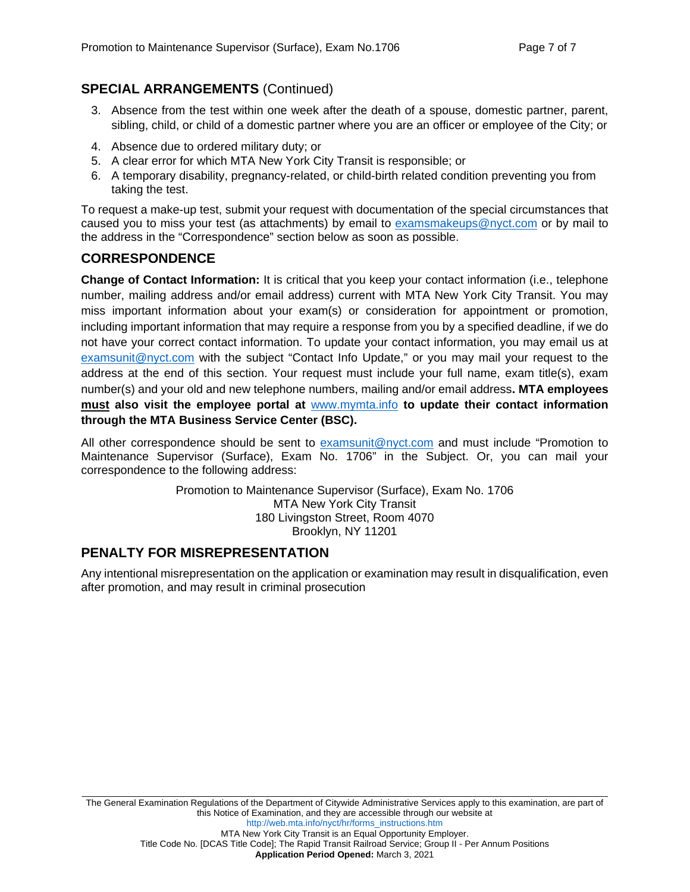## SPECIAL ARRANGEMENTS (Continued)

3. Absence from the test within one week after the death of a spouse, domestic partner, parent, sibling, child, or child of a domestic partner where you are an officer or employee of the City; or
4. Absence due to ordered military duty; or
5. A clear error for which MTA New York City Transit is responsible; or
6. A temporary disability, pregnancy-related, or child-birth related condition preventing you from taking the test.

To request a make-up test, submit your request with documentation of the special circumstances that caused you to miss your test (as attachments) by email to examsmakeups@nyct.com or by mail to the address in the "Correspondence" section below as soon as possible.

## CORRESPONDENCE

**Change of Contact Information:** It is critical that you keep your contact information (i.e., telephone number, mailing address and/or email address) current with MTA New York City Transit. You may miss important information about your exam(s) or consideration for appointment or promotion, including important information that may require a response from you by a specified deadline, if we do not have your correct contact information. To update your contact information, you may email us at examsunit@nyct.com with the subject "Contact Info Update," or you may mail your request to the address at the end of this section. Your request must include your full name, exam title(s), exam number(s) and your old and new telephone numbers, mailing and/or email address**. MTA employees <u>must</u> also visit the employee portal at www.mymta.info to update their contact information through the MTA Business Service Center (BSC).**

All other correspondence should be sent to examsunit@nyct.com and must include "Promotion to Maintenance Supervisor (Surface), Exam No. 1706" in the Subject. Or, you can mail your correspondence to the following address:

Promotion to Maintenance Supervisor (Surface), Exam No. 1706
MTA New York City Transit
180 Livingston Street, Room 4070
Brooklyn, NY 11201

## PENALTY FOR MISREPRESENTATION

Any intentional misrepresentation on the application or examination may result in disqualification, even after promotion, and may result in criminal prosecution

The General Examination Regulations of the Department of Citywide Administrative Services apply to this examination, are part of this Notice of Examination, and they are accessible through our website at http://web.mta.info/nyct/hr/forms_instructions.htm
MTA New York City Transit is an Equal Opportunity Employer.
Title Code No. [DCAS Title Code]; The Rapid Transit Railroad Service; Group II - Per Annum Positions
**Application Period Opened:** March 3, 2021